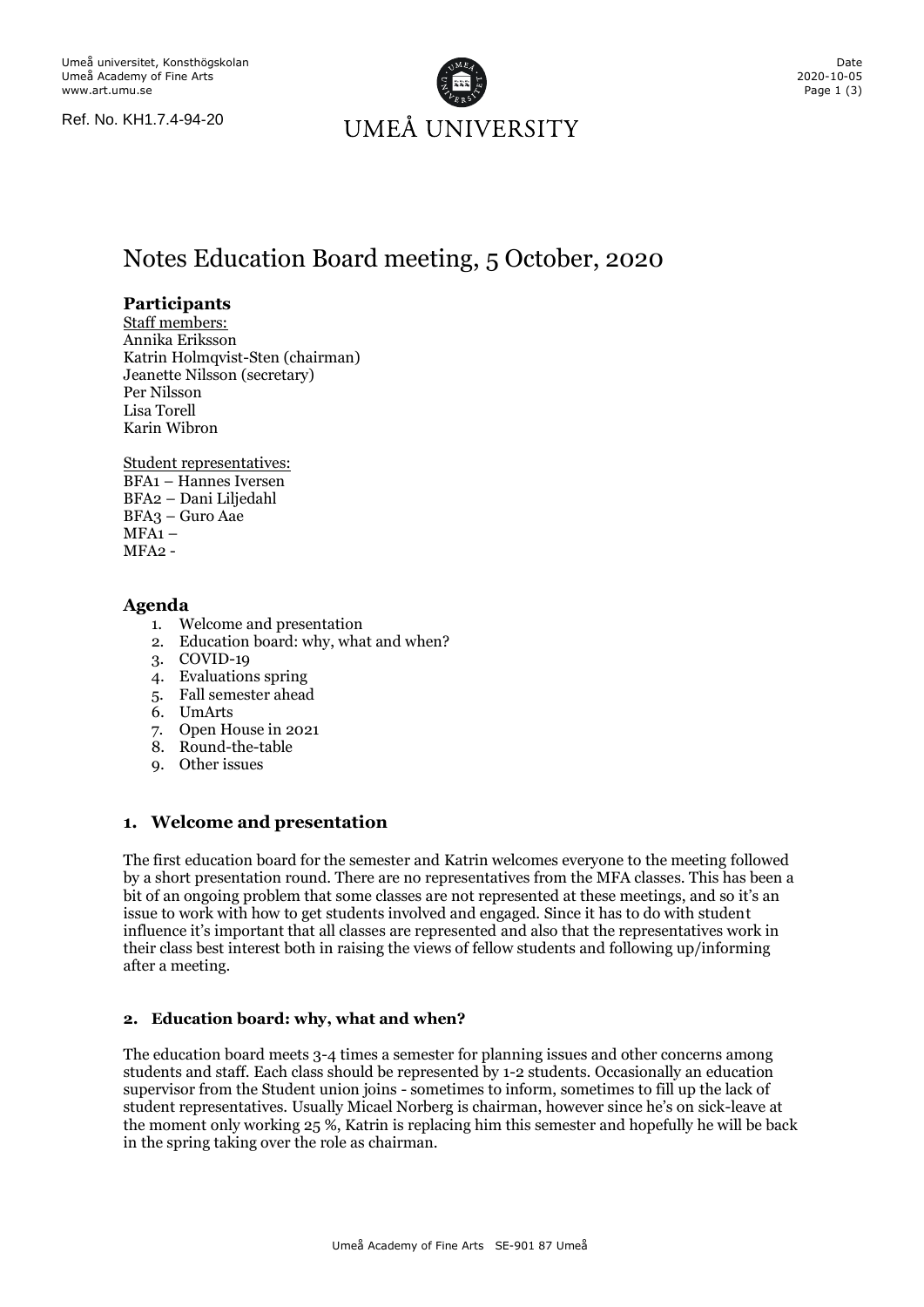Umeå universitet, Konsthögskolan
Umeå Academy of Fine Arts
www.art.umu.se

Ref. No. KH1.7.4-94-20

UMEÅ UNIVERSITY

Date
2020-10-05

# Notes Education Board meeting, 5 October, 2020

### Participants

Staff members:
Annika Eriksson
Katrin Holmqvist-Sten (chairman)
Jeanette Nilsson (secretary)
Per Nilsson
Lisa Torell
Karin Wibron

Student representatives:
BFA1 – Hannes Iversen
BFA2 – Dani Liljedahl
BFA3 – Guro Aae
MFA1 –
MFA2 -

### Agenda

1. Welcome and presentation
2. Education board: why, what and when?
3. COVID-19
4. Evaluations spring
5. Fall semester ahead
6. UmArts
7. Open House in 2021
8. Round-the-table
9. Other issues

### 1. Welcome and presentation

The first education board for the semester and Katrin welcomes everyone to the meeting followed by a short presentation round. There are no representatives from the MFA classes. This has been a bit of an ongoing problem that some classes are not represented at these meetings, and so it's an issue to work with how to get students involved and engaged. Since it has to do with student influence it's important that all classes are represented and also that the representatives work in their class best interest both in raising the views of fellow students and following up/informing after a meeting.

#### 2. Education board: why, what and when?

The education board meets 3-4 times a semester for planning issues and other concerns among students and staff. Each class should be represented by 1-2 students. Occasionally an education supervisor from the Student union joins - sometimes to inform, sometimes to fill up the lack of student representatives. Usually Micael Norberg is chairman, however since he's on sick-leave at the moment only working 25 %, Katrin is replacing him this semester and hopefully he will be back in the spring taking over the role as chairman.

Umeå Academy of Fine Arts SE-901 87 Umeå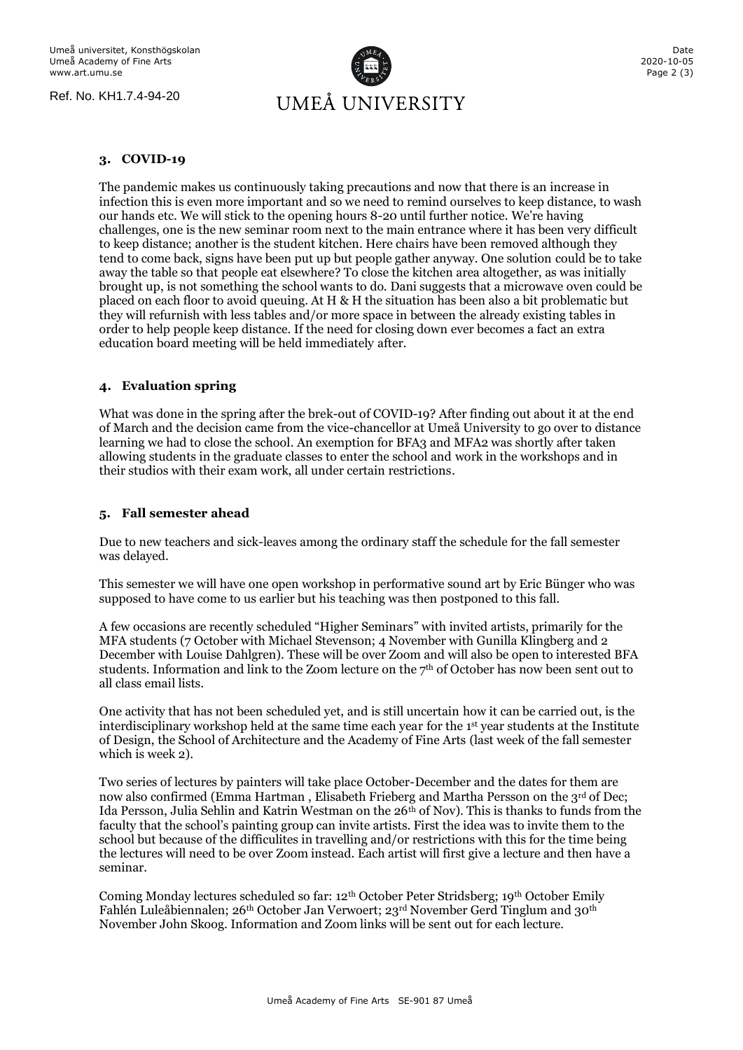Ref. No. KH1.7.4-94-20

## 3. COVID-19

The pandemic makes us continuously taking precautions and now that there is an increase in infection this is even more important and so we need to remind ourselves to keep distance, to wash our hands etc. We will stick to the opening hours 8-20 until further notice. We're having challenges, one is the new seminar room next to the main entrance where it has been very difficult to keep distance; another is the student kitchen. Here chairs have been removed although they tend to come back, signs have been put up but people gather anyway. One solution could be to take away the table so that people eat elsewhere? To close the kitchen area altogether, as was initially brought up, is not something the school wants to do. Dani suggests that a microwave oven could be placed on each floor to avoid queuing. At H & H the situation has been also a bit problematic but they will refurnish with less tables and/or more space in between the already existing tables in order to help people keep distance. If the need for closing down ever becomes a fact an extra education board meeting will be held immediately after.

## 4. Evaluation spring

What was done in the spring after the brek-out of COVID-19? After finding out about it at the end of March and the decision came from the vice-chancellor at Umeå University to go over to distance learning we had to close the school. An exemption for BFA3 and MFA2 was shortly after taken allowing students in the graduate classes to enter the school and work in the workshops and in their studios with their exam work, all under certain restrictions.

## 5. Fall semester ahead

Due to new teachers and sick-leaves among the ordinary staff the schedule for the fall semester was delayed.

This semester we will have one open workshop in performative sound art by Eric Bünger who was supposed to have come to us earlier but his teaching was then postponed to this fall.

A few occasions are recently scheduled "Higher Seminars" with invited artists, primarily for the MFA students (7 October with Michael Stevenson; 4 November with Gunilla Klingberg and 2 December with Louise Dahlgren). These will be over Zoom and will also be open to interested BFA students. Information and link to the Zoom lecture on the 7th of October has now been sent out to all class email lists.

One activity that has not been scheduled yet, and is still uncertain how it can be carried out, is the interdisciplinary workshop held at the same time each year for the 1st year students at the Institute of Design, the School of Architecture and the Academy of Fine Arts (last week of the fall semester which is week 2).

Two series of lectures by painters will take place October-December and the dates for them are now also confirmed (Emma Hartman , Elisabeth Frieberg and Martha Persson on the 3rd of Dec; Ida Persson, Julia Sehlin and Katrin Westman on the 26th of Nov). This is thanks to funds from the faculty that the school's painting group can invite artists. First the idea was to invite them to the school but because of the difficulites in travelling and/or restrictions with this for the time being the lectures will need to be over Zoom instead. Each artist will first give a lecture and then have a seminar.

Coming Monday lectures scheduled so far: 12th October Peter Stridsberg; 19th October Emily Fahlén Luleåbiennalen; 26th October Jan Verwoert; 23rd November Gerd Tinglum and 30th November John Skoog. Information and Zoom links will be sent out for each lecture.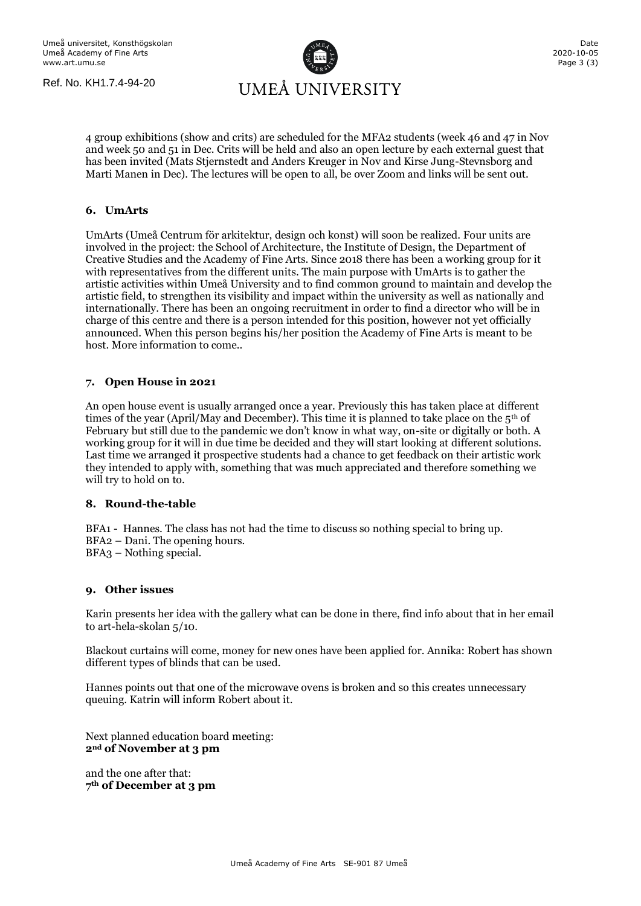4 group exhibitions (show and crits) are scheduled for the MFA2 students (week 46 and 47 in Nov and week 50 and 51 in Dec. Crits will be held and also an open lecture by each external guest that has been invited (Mats Stjernstedt and Anders Kreuger in Nov and Kirse Jung-Stevnsborg and Marti Manen in Dec). The lectures will be open to all, be over Zoom and links will be sent out.

### 6. UmArts

UmArts (Umeå Centrum för arkitektur, design och konst) will soon be realized. Four units are involved in the project: the School of Architecture, the Institute of Design, the Department of Creative Studies and the Academy of Fine Arts. Since 2018 there has been a working group for it with representatives from the different units. The main purpose with UmArts is to gather the artistic activities within Umeå University and to find common ground to maintain and develop the artistic field, to strengthen its visibility and impact within the university as well as nationally and internationally. There has been an ongoing recruitment in order to find a director who will be in charge of this centre and there is a person intended for this position, however not yet officially announced. When this person begins his/her position the Academy of Fine Arts is meant to be host. More information to come..

### 7. Open House in 2021

An open house event is usually arranged once a year. Previously this has taken place at different times of the year (April/May and December). This time it is planned to take place on the 5th of February but still due to the pandemic we don't know in what way, on-site or digitally or both. A working group for it will in due time be decided and they will start looking at different solutions. Last time we arranged it prospective students had a chance to get feedback on their artistic work they intended to apply with, something that was much appreciated and therefore something we will try to hold on to.

### 8. Round-the-table

BFA1 - Hannes. The class has not had the time to discuss so nothing special to bring up.
BFA2 – Dani. The opening hours.
BFA3 – Nothing special.

### 9. Other issues

Karin presents her idea with the gallery what can be done in there, find info about that in her email to art-hela-skolan 5/10.

Blackout curtains will come, money for new ones have been applied for. Annika: Robert has shown different types of blinds that can be used.

Hannes points out that one of the microwave ovens is broken and so this creates unnecessary queuing. Katrin will inform Robert about it.

Next planned education board meeting:
**2nd of November at 3 pm**

and the one after that:
**7th of December at 3 pm**